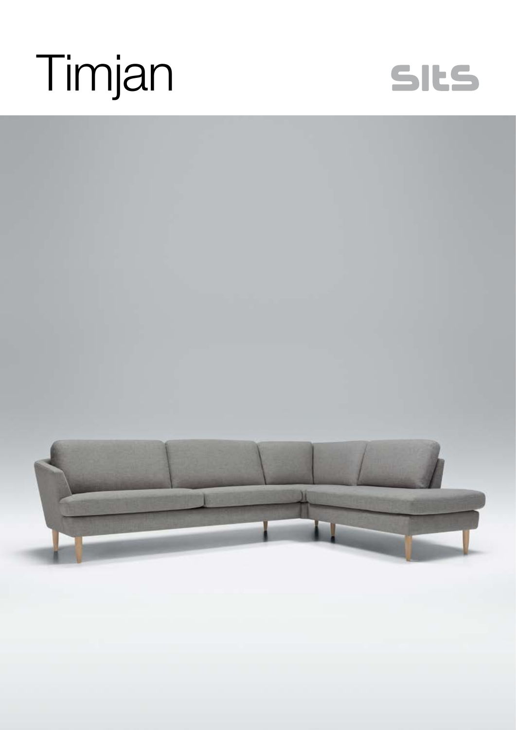# Timjan

sits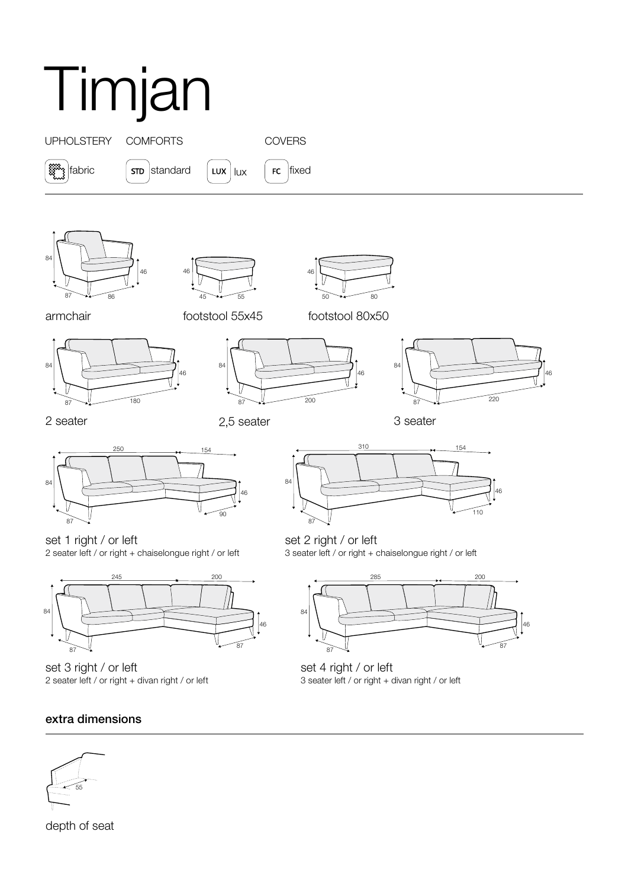# Timjan

UPHOLSTERY COMFORTS COVERS

fabric STD standard LUX lux FC fixed

armchair

footstool 55x45

footstool 80x50

2 seater

2,5 seater

3 seater

set 1 right / or left
2 seater left / or right + chaiselongue right / or left

set 2 right / or left
3 seater left / or right + chaiselongue right / or left

set 3 right / or left
2 seater left / or right + divan right / or left

set 4 right / or left
3 seater left / or right + divan right / or left

**extra dimensions**

depth of seat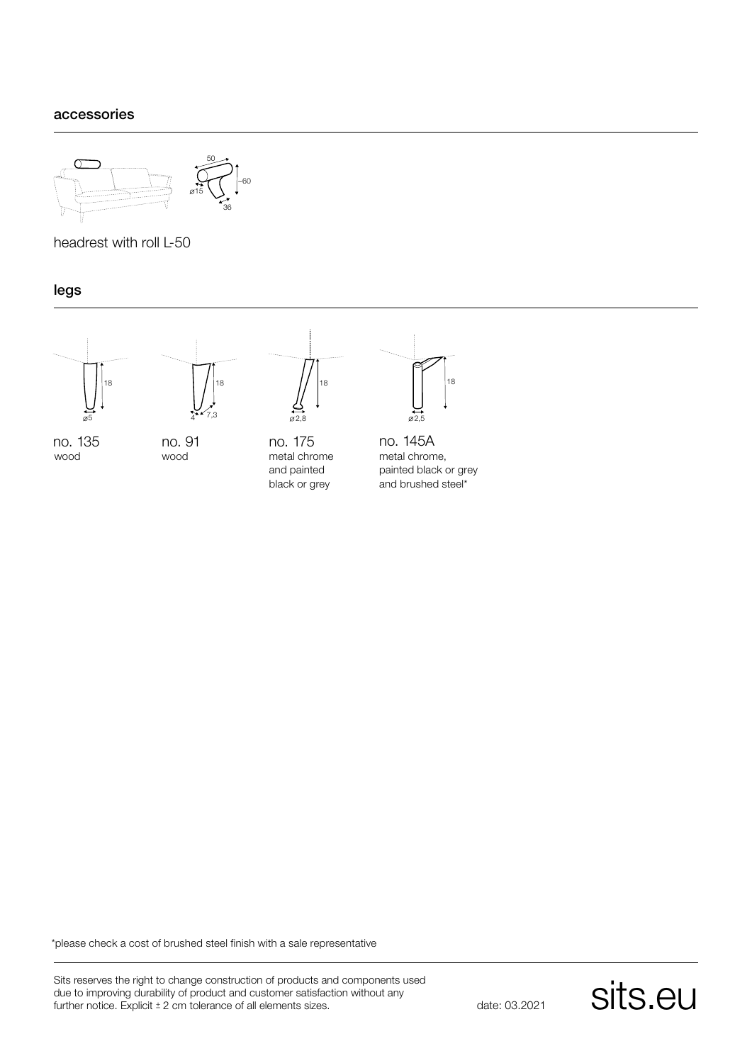## accessories

50

ø15

~60

36

headrest with roll L-50

## legs

18

ø5

no. 135
wood

18

4

7,3

no. 91
wood

18

ø2,8

no. 175
metal chrome
and painted
black or grey

18

ø2,5

no. 145A
metal chrome,
painted black or grey
and brushed steel*

*please check a cost of brushed steel finish with a sale representative

Sits reserves the right to change construction of products and components used due to improving durability of product and customer satisfaction without any further notice. Explicit ± 2 cm tolerance of all elements sizes.

date: 03.2021

sits.eu